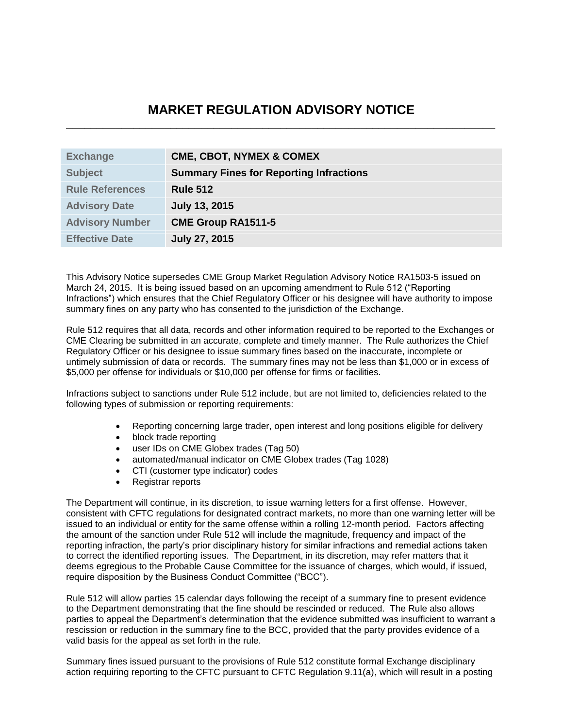# MARKET REGULATION ADVISORY NOTICE

| Exchange | CME, CBOT, NYMEX & COMEX |
| --- | --- |
| Subject | Summary Fines for Reporting Infractions |
| Rule References | Rule 512 |
| Advisory Date | July 13, 2015 |
| Advisory Number | CME Group RA1511-5 |
| Effective Date | July 27, 2015 |

This Advisory Notice supersedes CME Group Market Regulation Advisory Notice RA1503-5 issued on March 24, 2015. It is being issued based on an upcoming amendment to Rule 512 ("Reporting Infractions") which ensures that the Chief Regulatory Officer or his designee will have authority to impose summary fines on any party who has consented to the jurisdiction of the Exchange.

Rule 512 requires that all data, records and other information required to be reported to the Exchanges or CME Clearing be submitted in an accurate, complete and timely manner. The Rule authorizes the Chief Regulatory Officer or his designee to issue summary fines based on the inaccurate, incomplete or untimely submission of data or records. The summary fines may not be less than $1,000 or in excess of $5,000 per offense for individuals or $10,000 per offense for firms or facilities.

Infractions subject to sanctions under Rule 512 include, but are not limited to, deficiencies related to the following types of submission or reporting requirements:

- Reporting concerning large trader, open interest and long positions eligible for delivery
- block trade reporting
- user IDs on CME Globex trades (Tag 50)
- automated/manual indicator on CME Globex trades (Tag 1028)
- CTI (customer type indicator) codes
- Registrar reports

The Department will continue, in its discretion, to issue warning letters for a first offense. However, consistent with CFTC regulations for designated contract markets, no more than one warning letter will be issued to an individual or entity for the same offense within a rolling 12-month period. Factors affecting the amount of the sanction under Rule 512 will include the magnitude, frequency and impact of the reporting infraction, the party's prior disciplinary history for similar infractions and remedial actions taken to correct the identified reporting issues. The Department, in its discretion, may refer matters that it deems egregious to the Probable Cause Committee for the issuance of charges, which would, if issued, require disposition by the Business Conduct Committee ("BCC").

Rule 512 will allow parties 15 calendar days following the receipt of a summary fine to present evidence to the Department demonstrating that the fine should be rescinded or reduced. The Rule also allows parties to appeal the Department's determination that the evidence submitted was insufficient to warrant a rescission or reduction in the summary fine to the BCC, provided that the party provides evidence of a valid basis for the appeal as set forth in the rule.

Summary fines issued pursuant to the provisions of Rule 512 constitute formal Exchange disciplinary action requiring reporting to the CFTC pursuant to CFTC Regulation 9.11(a), which will result in a posting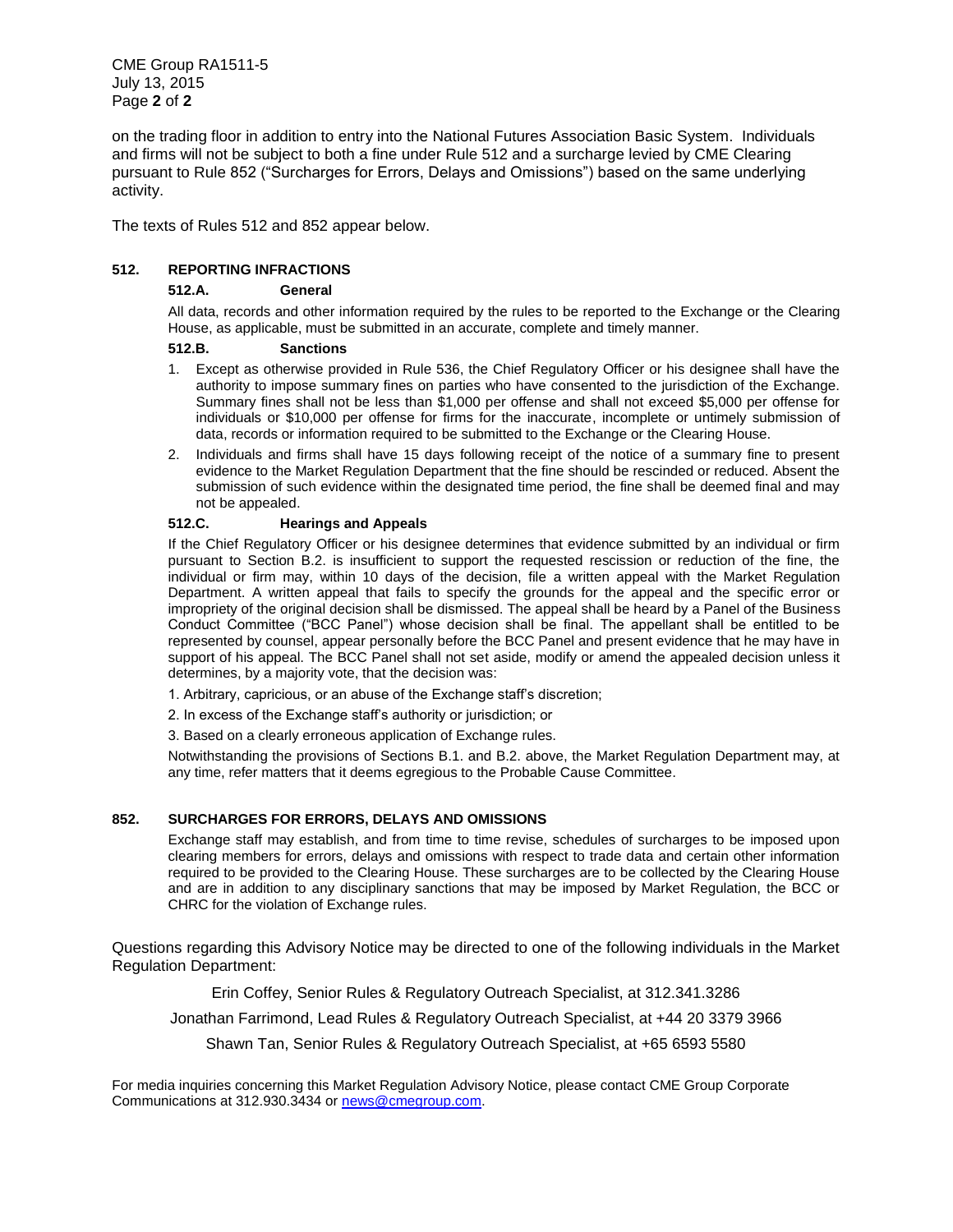on the trading floor in addition to entry into the National Futures Association Basic System. Individuals and firms will not be subject to both a fine under Rule 512 and a surcharge levied by CME Clearing pursuant to Rule 852 ("Surcharges for Errors, Delays and Omissions") based on the same underlying activity.

The texts of Rules 512 and 852 appear below.

**512. REPORTING INFRACTIONS**

**512.A. General**

All data, records and other information required by the rules to be reported to the Exchange or the Clearing House, as applicable, must be submitted in an accurate, complete and timely manner.

**512.B. Sanctions**

1. Except as otherwise provided in Rule 536, the Chief Regulatory Officer or his designee shall have the authority to impose summary fines on parties who have consented to the jurisdiction of the Exchange. Summary fines shall not be less than $1,000 per offense and shall not exceed $5,000 per offense for individuals or $10,000 per offense for firms for the inaccurate, incomplete or untimely submission of data, records or information required to be submitted to the Exchange or the Clearing House.
2. Individuals and firms shall have 15 days following receipt of the notice of a summary fine to present evidence to the Market Regulation Department that the fine should be rescinded or reduced. Absent the submission of such evidence within the designated time period, the fine shall be deemed final and may not be appealed.

**512.C. Hearings and Appeals**

If the Chief Regulatory Officer or his designee determines that evidence submitted by an individual or firm pursuant to Section B.2. is insufficient to support the requested rescission or reduction of the fine, the individual or firm may, within 10 days of the decision, file a written appeal with the Market Regulation Department. A written appeal that fails to specify the grounds for the appeal and the specific error or impropriety of the original decision shall be dismissed. The appeal shall be heard by a Panel of the Business Conduct Committee ("BCC Panel") whose decision shall be final. The appellant shall be entitled to be represented by counsel, appear personally before the BCC Panel and present evidence that he may have in support of his appeal. The BCC Panel shall not set aside, modify or amend the appealed decision unless it determines, by a majority vote, that the decision was:

1. Arbitrary, capricious, or an abuse of the Exchange staff's discretion;
2. In excess of the Exchange staff's authority or jurisdiction; or
3. Based on a clearly erroneous application of Exchange rules.

Notwithstanding the provisions of Sections B.1. and B.2. above, the Market Regulation Department may, at any time, refer matters that it deems egregious to the Probable Cause Committee.

**852. SURCHARGES FOR ERRORS, DELAYS AND OMISSIONS**

Exchange staff may establish, and from time to time revise, schedules of surcharges to be imposed upon clearing members for errors, delays and omissions with respect to trade data and certain other information required to be provided to the Clearing House. These surcharges are to be collected by the Clearing House and are in addition to any disciplinary sanctions that may be imposed by Market Regulation, the BCC or CHRC for the violation of Exchange rules.

Questions regarding this Advisory Notice may be directed to one of the following individuals in the Market Regulation Department:

Erin Coffey, Senior Rules & Regulatory Outreach Specialist, at 312.341.3286

Jonathan Farrimond, Lead Rules & Regulatory Outreach Specialist, at +44 20 3379 3966

Shawn Tan, Senior Rules & Regulatory Outreach Specialist, at +65 6593 5580

For media inquiries concerning this Market Regulation Advisory Notice, please contact CME Group Corporate Communications at 312.930.3434 or news@cmegroup.com.